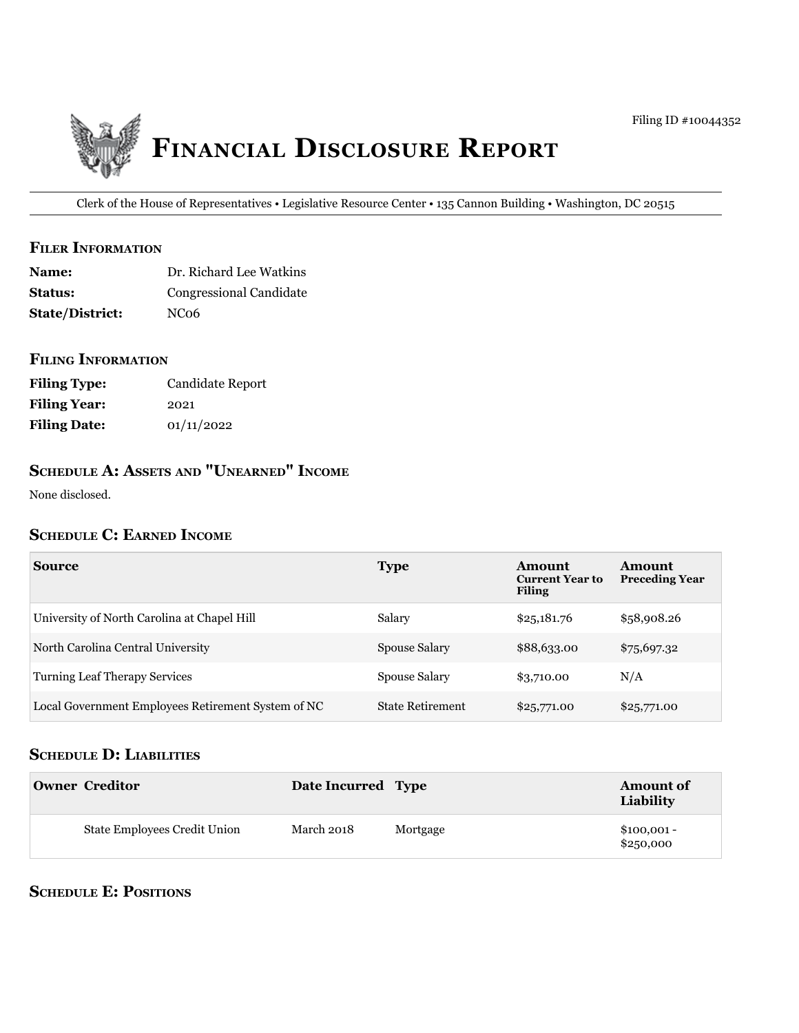Filing ID #10044352

# Financial Disclosure Report

Clerk of the House of Representatives • Legislative Resource Center • 135 Cannon Building • Washington, DC 20515

## Filer Information

**Name:** Dr. Richard Lee Watkins
**Status:** Congressional Candidate
**State/District:** NC06

## Filing Information

**Filing Type:** Candidate Report
**Filing Year:** 2021
**Filing Date:** 01/11/2022

## Schedule A: Assets and "Unearned" Income

None disclosed.

## Schedule C: Earned Income

| Source | Type | Amount Current Year to Filing | Amount Preceding Year |
|---|---|---|---|
| University of North Carolina at Chapel Hill | Salary | $25,181.76 | $58,908.26 |
| North Carolina Central University | Spouse Salary | $88,633.00 | $75,697.32 |
| Turning Leaf Therapy Services | Spouse Salary | $3,710.00 | N/A |
| Local Government Employees Retirement System of NC | State Retirement | $25,771.00 | $25,771.00 |

## Schedule D: Liabilities

| Owner | Creditor | Date Incurred | Type | Amount of Liability |
|---|---|---|---|---|
| | State Employees Credit Union | March 2018 | Mortgage | $100,001 - $250,000 |

## Schedule E: Positions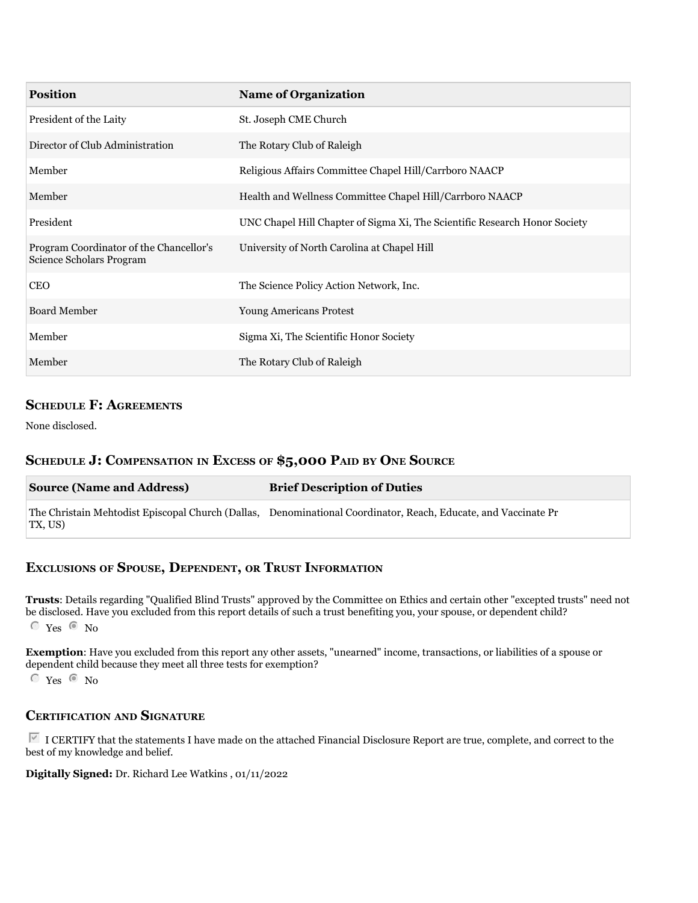| Position | Name of Organization |
| --- | --- |
| President of the Laity | St. Joseph CME Church |
| Director of Club Administration | The Rotary Club of Raleigh |
| Member | Religious Affairs Committee Chapel Hill/Carrboro NAACP |
| Member | Health and Wellness Committee Chapel Hill/Carrboro NAACP |
| President | UNC Chapel Hill Chapter of Sigma Xi, The Scientific Research Honor Society |
| Program Coordinator of the Chancellor's Science Scholars Program | University of North Carolina at Chapel Hill |
| CEO | The Science Policy Action Network, Inc. |
| Board Member | Young Americans Protest |
| Member | Sigma Xi, The Scientific Honor Society |
| Member | The Rotary Club of Raleigh |

## Schedule F: Agreements

None disclosed.

## Schedule J: Compensation in Excess of $5,000 Paid by One Source

| Source (Name and Address) | Brief Description of Duties |
| --- | --- |
| The Christain Mehtodist Episcopal Church (Dallas, TX, US) | Denominational Coordinator, Reach, Educate, and Vaccinate Pr |

## Exclusions of Spouse, Dependent, or Trust Information

**Trusts**: Details regarding "Qualified Blind Trusts" approved by the Committee on Ethics and certain other "excepted trusts" need not be disclosed. Have you excluded from this report details of such a trust benefiting you, your spouse, or dependent child?

○ Yes ◉ No

**Exemption**: Have you excluded from this report any other assets, "unearned" income, transactions, or liabilities of a spouse or dependent child because they meet all three tests for exemption?

○ Yes ◉ No

## Certification and Signature

☑ I CERTIFY that the statements I have made on the attached Financial Disclosure Report are true, complete, and correct to the best of my knowledge and belief.

**Digitally Signed:** Dr. Richard Lee Watkins , 01/11/2022